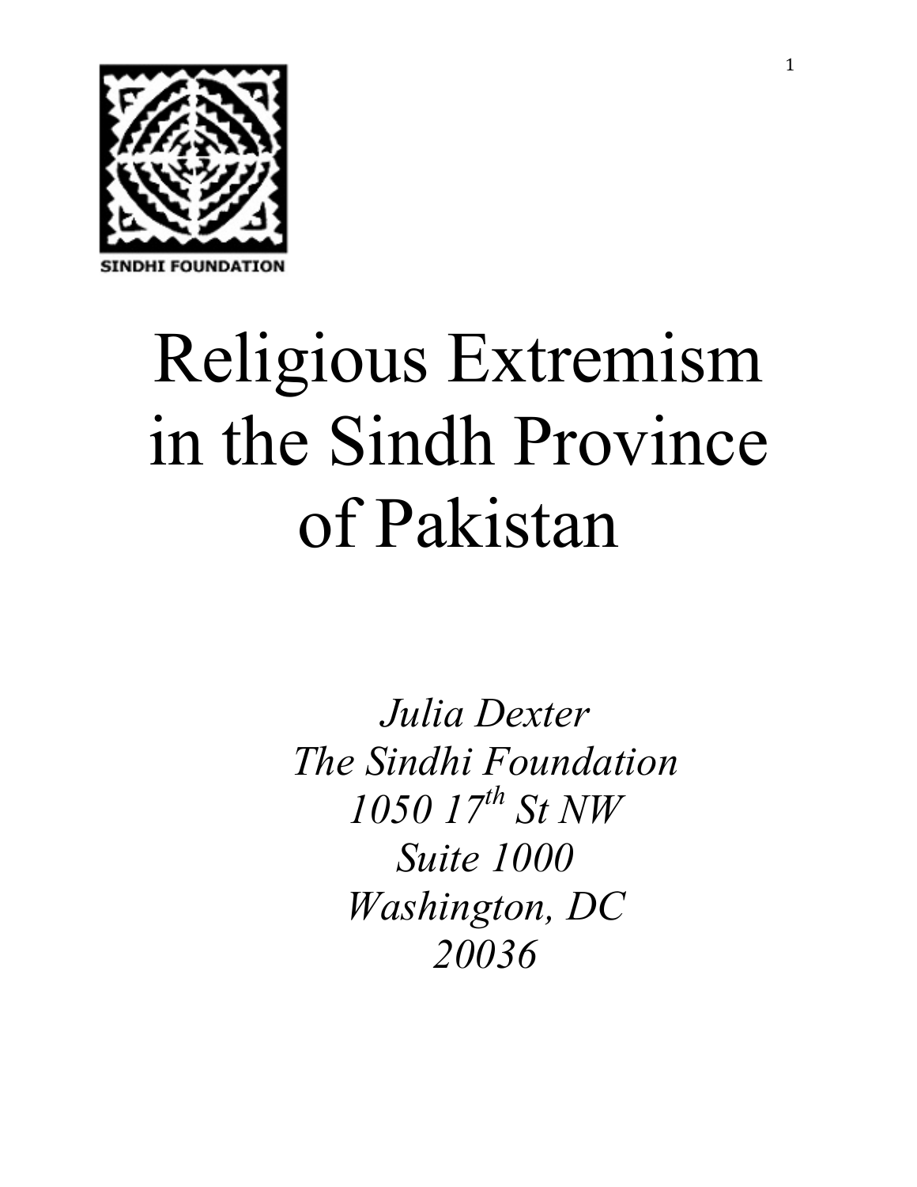SINDHI FOUNDATION

# Religious Extremism in the Sindh Province of Pakistan

*Julia Dexter*
*The Sindhi Foundation*
*1050 17th St NW*
*Suite 1000*
*Washington, DC*
*20036*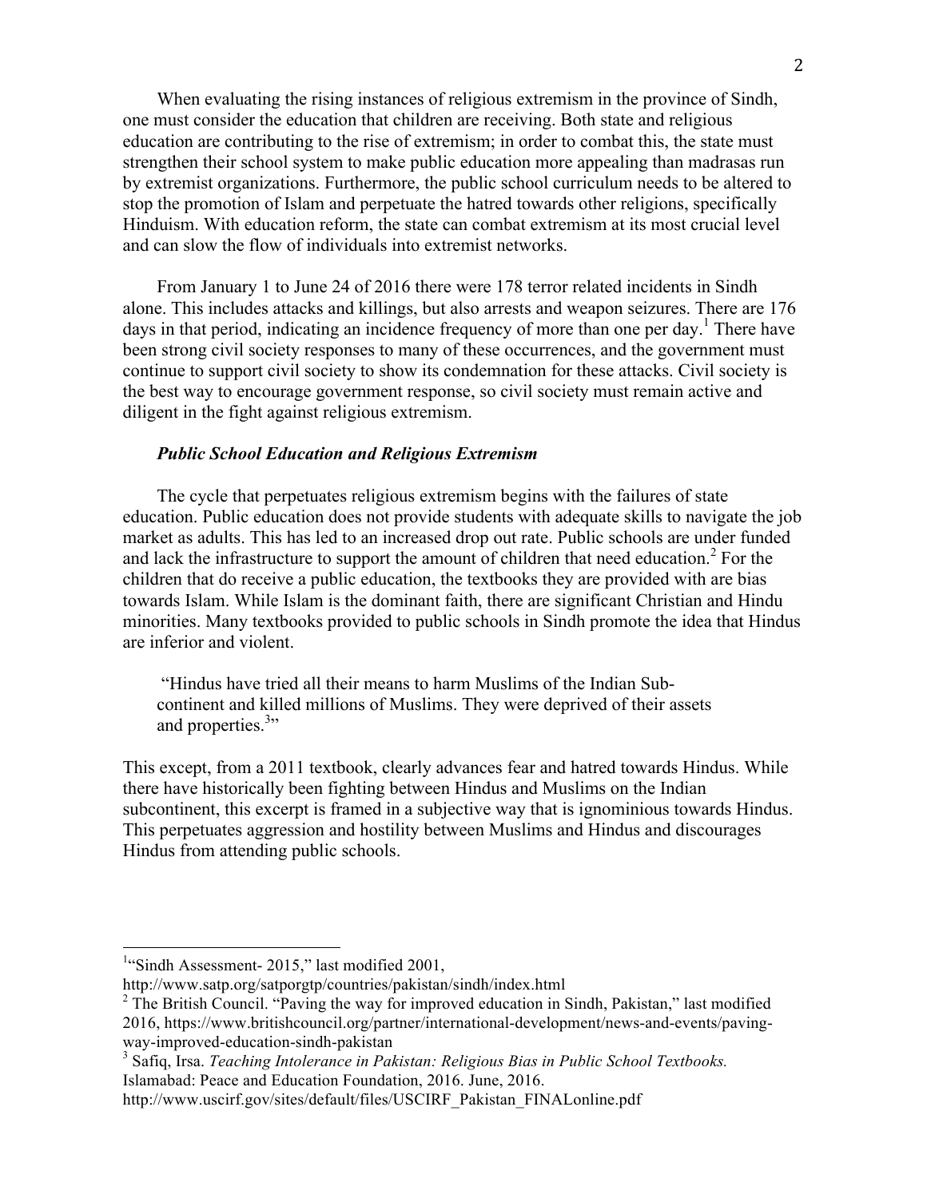When evaluating the rising instances of religious extremism in the province of Sindh, one must consider the education that children are receiving. Both state and religious education are contributing to the rise of extremism; in order to combat this, the state must strengthen their school system to make public education more appealing than madrasas run by extremist organizations. Furthermore, the public school curriculum needs to be altered to stop the promotion of Islam and perpetuate the hatred towards other religions, specifically Hinduism. With education reform, the state can combat extremism at its most crucial level and can slow the flow of individuals into extremist networks.

From January 1 to June 24 of 2016 there were 178 terror related incidents in Sindh alone. This includes attacks and killings, but also arrests and weapon seizures. There are 176 days in that period, indicating an incidence frequency of more than one per day.[1] There have been strong civil society responses to many of these occurrences, and the government must continue to support civil society to show its condemnation for these attacks. Civil society is the best way to encourage government response, so civil society must remain active and diligent in the fight against religious extremism.

### *Public School Education and Religious Extremism*

The cycle that perpetuates religious extremism begins with the failures of state education. Public education does not provide students with adequate skills to navigate the job market as adults. This has led to an increased drop out rate. Public schools are under funded and lack the infrastructure to support the amount of children that need education.[2] For the children that do receive a public education, the textbooks they are provided with are bias towards Islam. While Islam is the dominant faith, there are significant Christian and Hindu minorities. Many textbooks provided to public schools in Sindh promote the idea that Hindus are inferior and violent.

> "Hindus have tried all their means to harm Muslims of the Indian Sub-continent and killed millions of Muslims. They were deprived of their assets and properties.[3]"

This except, from a 2011 textbook, clearly advances fear and hatred towards Hindus. While there have historically been fighting between Hindus and Muslims on the Indian subcontinent, this excerpt is framed in a subjective way that is ignominious towards Hindus. This perpetuates aggression and hostility between Muslims and Hindus and discourages Hindus from attending public schools.

---

[1] "Sindh Assessment- 2015," last modified 2001, http://www.satp.org/satporgtp/countries/pakistan/sindh/index.html

[2] The British Council. "Paving the way for improved education in Sindh, Pakistan," last modified 2016, https://www.britishcouncil.org/partner/international-development/news-and-events/paving-way-improved-education-sindh-pakistan

[3] Safiq, Irsa. *Teaching Intolerance in Pakistan: Religious Bias in Public School Textbooks.* Islamabad: Peace and Education Foundation, 2016. June, 2016. http://www.uscirf.gov/sites/default/files/USCIRF_Pakistan_FINALonline.pdf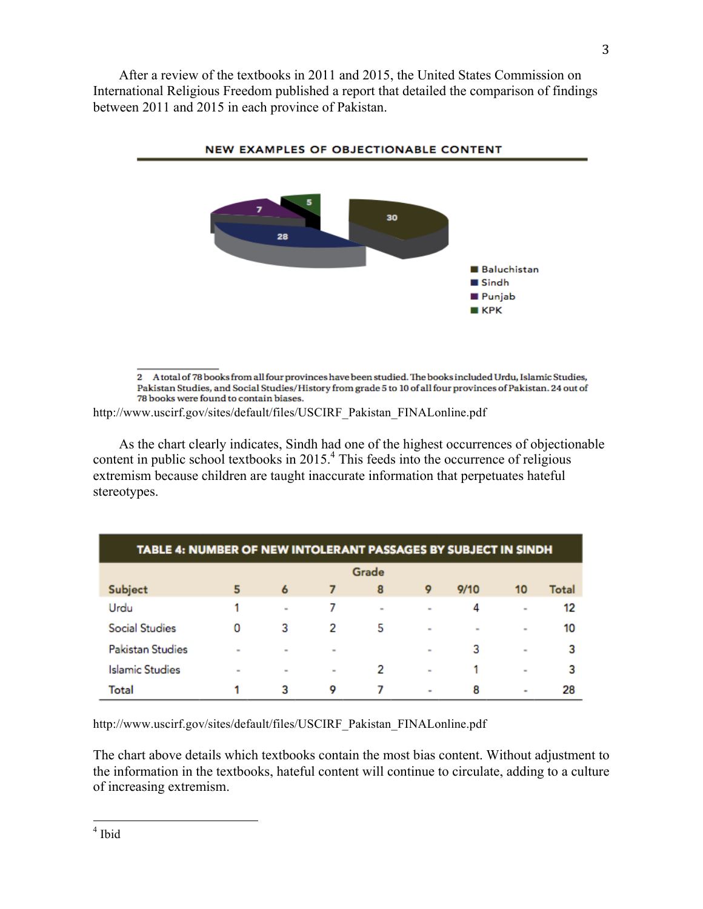After a review of the textbooks in 2011 and 2015, the United States Commission on International Religious Freedom published a report that detailed the comparison of findings between 2011 and 2015 in each province of Pakistan.

**NEW EXAMPLES OF OBJECTIONABLE CONTENT**

30
28
7
5

- Baluchistan
- Sindh
- Punjab
- KPK

2 A total of 78 books from all four provinces have been studied. The books included Urdu, Islamic Studies, Pakistan Studies, and Social Studies/History from grade 5 to 10 of all four provinces of Pakistan. 24 out of 78 books were found to contain biases.

http://www.uscirf.gov/sites/default/files/USCIRF_Pakistan_FINALonline.pdf

As the chart clearly indicates, Sindh had one of the highest occurrences of objectionable content in public school textbooks in 2015.[4] This feeds into the occurrence of religious extremism because children are taught inaccurate information that perpetuates hateful stereotypes.

**TABLE 4: NUMBER OF NEW INTOLERANT PASSAGES BY SUBJECT IN SINDH**

| Subject | Grade 5 | 6 | 7 | 8 | 9 | 9/10 | 10 | Total |
|---|---|---|---|---|---|---|---|---|
| Urdu | 1 | - | 7 | - | - | 4 | - | 12 |
| Social Studies | 0 | 3 | 2 | 5 | - | - | - | 10 |
| Pakistan Studies | - | - | - | | - | 3 | - | 3 |
| Islamic Studies | - | - | - | 2 | - | 1 | - | 3 |
| Total | 1 | 3 | 9 | 7 | - | 8 | - | 28 |

http://www.uscirf.gov/sites/default/files/USCIRF_Pakistan_FINALonline.pdf

The chart above details which textbooks contain the most bias content. Without adjustment to the information in the textbooks, hateful content will continue to circulate, adding to a culture of increasing extremism.

[4] Ibid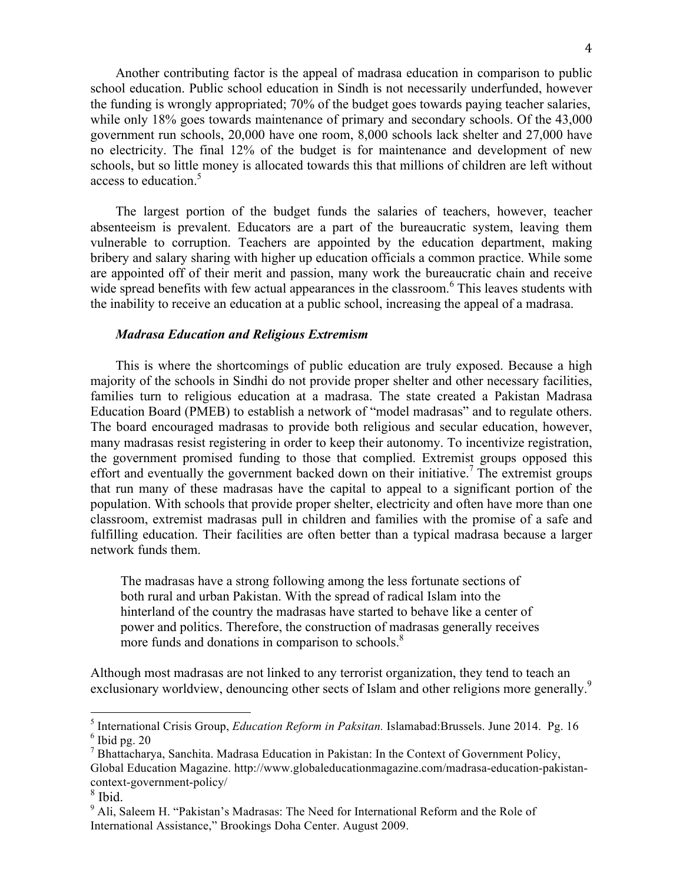Another contributing factor is the appeal of madrasa education in comparison to public school education. Public school education in Sindh is not necessarily underfunded, however the funding is wrongly appropriated; 70% of the budget goes towards paying teacher salaries, while only 18% goes towards maintenance of primary and secondary schools. Of the 43,000 government run schools, 20,000 have one room, 8,000 schools lack shelter and 27,000 have no electricity. The final 12% of the budget is for maintenance and development of new schools, but so little money is allocated towards this that millions of children are left without access to education.[5]

The largest portion of the budget funds the salaries of teachers, however, teacher absenteeism is prevalent. Educators are a part of the bureaucratic system, leaving them vulnerable to corruption. Teachers are appointed by the education department, making bribery and salary sharing with higher up education officials a common practice. While some are appointed off of their merit and passion, many work the bureaucratic chain and receive wide spread benefits with few actual appearances in the classroom.[6] This leaves students with the inability to receive an education at a public school, increasing the appeal of a madrasa.

### *Madrasa Education and Religious Extremism*

This is where the shortcomings of public education are truly exposed. Because a high majority of the schools in Sindhi do not provide proper shelter and other necessary facilities, families turn to religious education at a madrasa. The state created a Pakistan Madrasa Education Board (PMEB) to establish a network of "model madrasas" and to regulate others. The board encouraged madrasas to provide both religious and secular education, however, many madrasas resist registering in order to keep their autonomy. To incentivize registration, the government promised funding to those that complied. Extremist groups opposed this effort and eventually the government backed down on their initiative.[7] The extremist groups that run many of these madrasas have the capital to appeal to a significant portion of the population. With schools that provide proper shelter, electricity and often have more than one classroom, extremist madrasas pull in children and families with the promise of a safe and fulfilling education. Their facilities are often better than a typical madrasa because a larger network funds them.

> The madrasas have a strong following among the less fortunate sections of both rural and urban Pakistan. With the spread of radical Islam into the hinterland of the country the madrasas have started to behave like a center of power and politics. Therefore, the construction of madrasas generally receives more funds and donations in comparison to schools.[8]

Although most madrasas are not linked to any terrorist organization, they tend to teach an exclusionary worldview, denouncing other sects of Islam and other religions more generally.[9]

---

[5] International Crisis Group, *Education Reform in Paksitan.* Islamabad:Brussels. June 2014. Pg. 16
[6] Ibid pg. 20
[7] Bhattacharya, Sanchita. Madrasa Education in Pakistan: In the Context of Government Policy, Global Education Magazine. http://www.globaleducationmagazine.com/madrasa-education-pakistan-context-government-policy/
[8] Ibid.
[9] Ali, Saleem H. "Pakistan's Madrasas: The Need for International Reform and the Role of International Assistance," Brookings Doha Center. August 2009.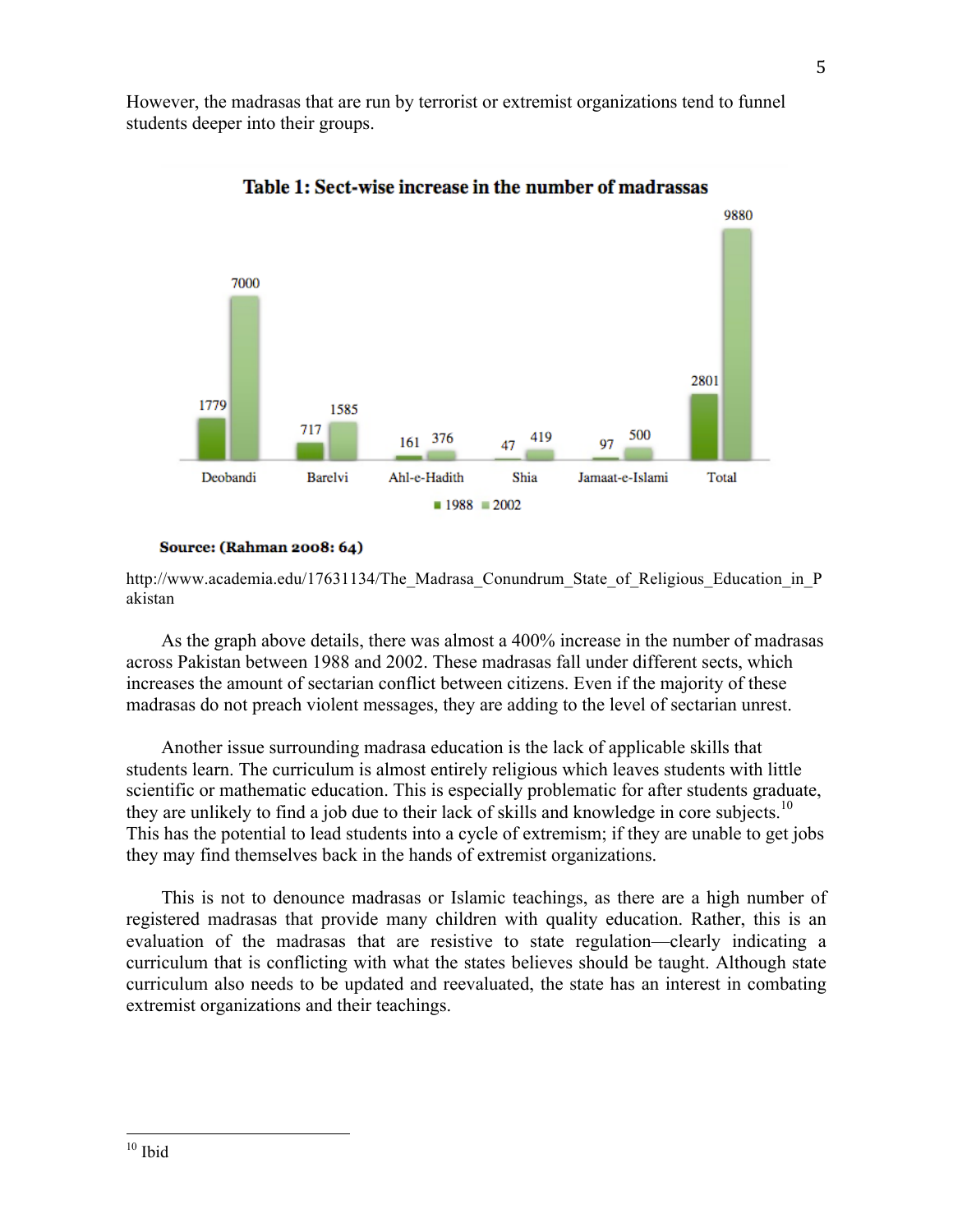However, the madrasas that are run by terrorist or extremist organizations tend to funnel students deeper into their groups.

**Table 1: Sect-wise increase in the number of madrassas**

| | Deobandi | Barelvi | Ahl-e-Hadith | Shia | Jamaat-e-Islami | Total |
|---|---|---|---|---|---|---|
| 1988 | 1779 | 717 | 161 | 47 | 97 | 2801 |
| 2002 | 7000 | 1585 | 376 | 419 | 500 | 9880 |

**Source: (Rahman 2008: 64)**

http://www.academia.edu/17631134/The_Madrasa_Conundrum_State_of_Religious_Education_in_Pakistan

As the graph above details, there was almost a 400% increase in the number of madrasas across Pakistan between 1988 and 2002. These madrasas fall under different sects, which increases the amount of sectarian conflict between citizens. Even if the majority of these madrasas do not preach violent messages, they are adding to the level of sectarian unrest.

Another issue surrounding madrasa education is the lack of applicable skills that students learn. The curriculum is almost entirely religious which leaves students with little scientific or mathematic education. This is especially problematic for after students graduate, they are unlikely to find a job due to their lack of skills and knowledge in core subjects.[10] This has the potential to lead students into a cycle of extremism; if they are unable to get jobs they may find themselves back in the hands of extremist organizations.

This is not to denounce madrasas or Islamic teachings, as there are a high number of registered madrasas that provide many children with quality education. Rather, this is an evaluation of the madrasas that are resistive to state regulation—clearly indicating a curriculum that is conflicting with what the states believes should be taught. Although state curriculum also needs to be updated and reevaluated, the state has an interest in combating extremist organizations and their teachings.

[10] Ibid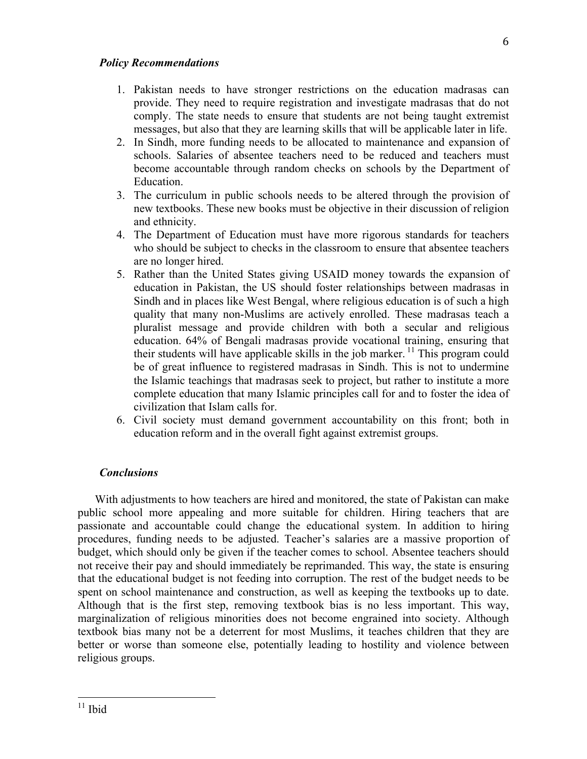### *Policy Recommendations*

1. Pakistan needs to have stronger restrictions on the education madrasas can provide. They need to require registration and investigate madrasas that do not comply. The state needs to ensure that students are not being taught extremist messages, but also that they are learning skills that will be applicable later in life.
2. In Sindh, more funding needs to be allocated to maintenance and expansion of schools. Salaries of absentee teachers need to be reduced and teachers must become accountable through random checks on schools by the Department of Education.
3. The curriculum in public schools needs to be altered through the provision of new textbooks. These new books must be objective in their discussion of religion and ethnicity.
4. The Department of Education must have more rigorous standards for teachers who should be subject to checks in the classroom to ensure that absentee teachers are no longer hired.
5. Rather than the United States giving USAID money towards the expansion of education in Pakistan, the US should foster relationships between madrasas in Sindh and in places like West Bengal, where religious education is of such a high quality that many non-Muslims are actively enrolled. These madrasas teach a pluralist message and provide children with both a secular and religious education. 64% of Bengali madrasas provide vocational training, ensuring that their students will have applicable skills in the job marker. [11] This program could be of great influence to registered madrasas in Sindh. This is not to undermine the Islamic teachings that madrasas seek to project, but rather to institute a more complete education that many Islamic principles call for and to foster the idea of civilization that Islam calls for.
6. Civil society must demand government accountability on this front; both in education reform and in the overall fight against extremist groups.

### *Conclusions*

With adjustments to how teachers are hired and monitored, the state of Pakistan can make public school more appealing and more suitable for children. Hiring teachers that are passionate and accountable could change the educational system. In addition to hiring procedures, funding needs to be adjusted. Teacher's salaries are a massive proportion of budget, which should only be given if the teacher comes to school. Absentee teachers should not receive their pay and should immediately be reprimanded. This way, the state is ensuring that the educational budget is not feeding into corruption. The rest of the budget needs to be spent on school maintenance and construction, as well as keeping the textbooks up to date. Although that is the first step, removing textbook bias is no less important. This way, marginalization of religious minorities does not become engrained into society. Although textbook bias many not be a deterrent for most Muslims, it teaches children that they are better or worse than someone else, potentially leading to hostility and violence between religious groups.

---

[11] Ibid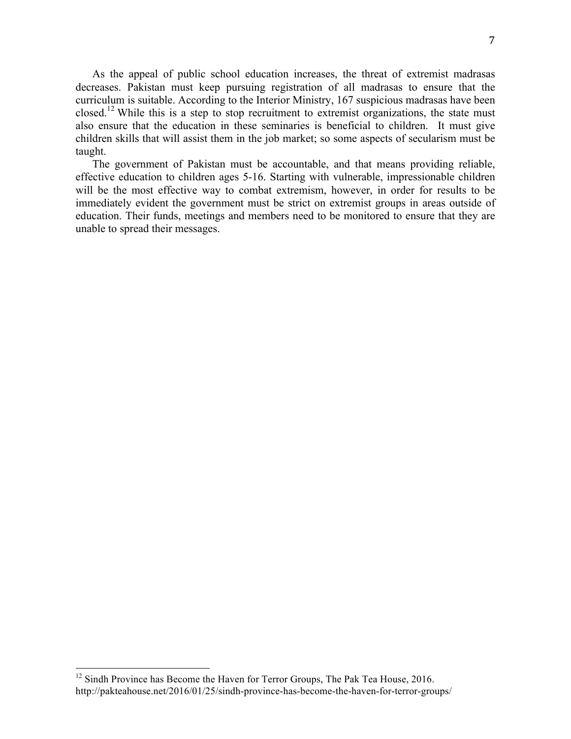As the appeal of public school education increases, the threat of extremist madrasas decreases. Pakistan must keep pursuing registration of all madrasas to ensure that the curriculum is suitable. According to the Interior Ministry, 167 suspicious madrasas have been closed.[12] While this is a step to stop recruitment to extremist organizations, the state must also ensure that the education in these seminaries is beneficial to children. It must give children skills that will assist them in the job market; so some aspects of secularism must be taught.

The government of Pakistan must be accountable, and that means providing reliable, effective education to children ages 5-16. Starting with vulnerable, impressionable children will be the most effective way to combat extremism, however, in order for results to be immediately evident the government must be strict on extremist groups in areas outside of education. Their funds, meetings and members need to be monitored to ensure that they are unable to spread their messages.

---

[12] Sindh Province has Become the Haven for Terror Groups, The Pak Tea House, 2016. http://pakteahouse.net/2016/01/25/sindh-province-has-become-the-haven-for-terror-groups/